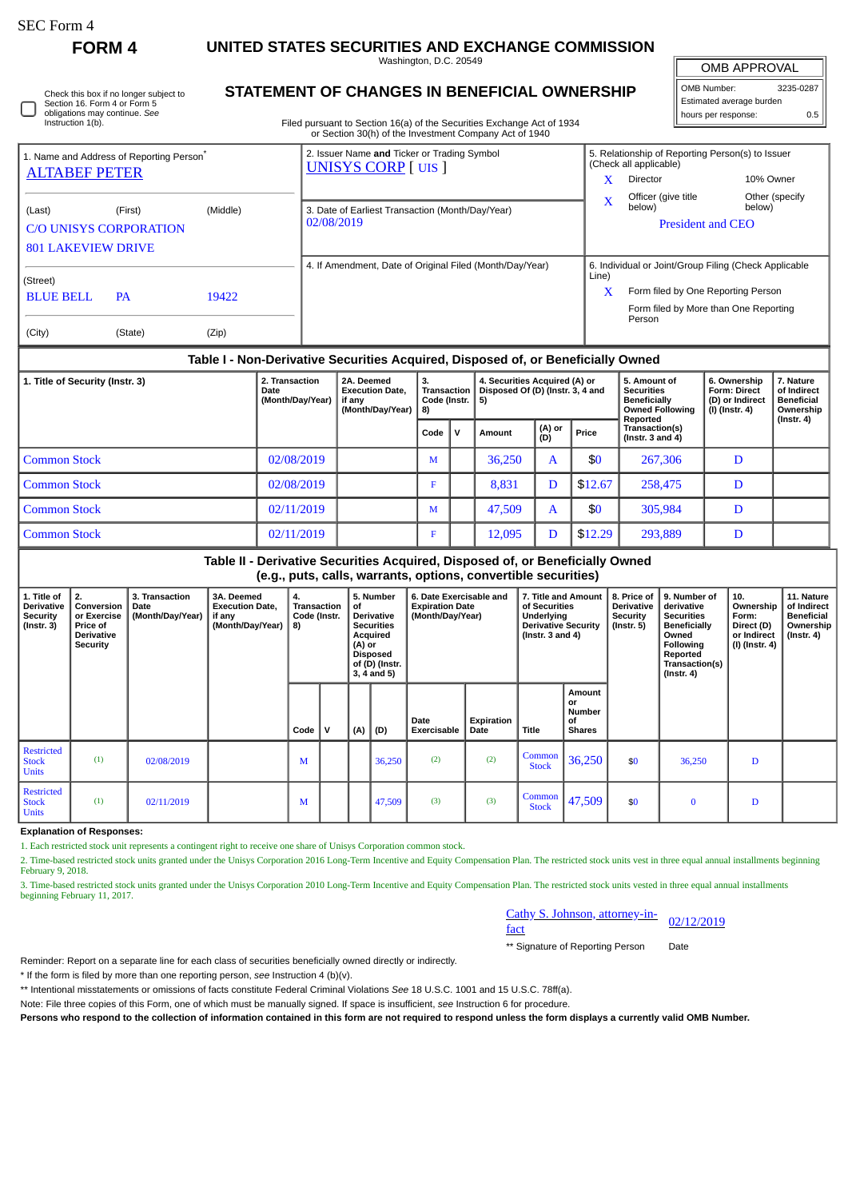SEC Form 4

**FORM 4**

# UNITED STATES SECURITIES AND EXCHANGE COMMISSION

Washington, D.C. 20549

## STATEMENT OF CHANGES IN BENEFICIAL OWNERSHIP

Filed pursuant to Section 16(a) of the Securities Exchange Act of 1934 or Section 30(h) of the Investment Company Act of 1940

| OMB APPROVAL | |
|---|---|
| OMB Number: | 3235-0287 |
| Estimated average burden | |
| hours per response: | 0.5 |

☐ Check this box if no longer subject to Section 16. Form 4 or Form 5 obligations may continue. *See* Instruction 1(b).

1. Name and Address of Reporting Person*
ALTABEF PETER

(Last) (First) (Middle)
C/O UNISYS CORPORATION
801 LAKEVIEW DRIVE

(Street)
BLUE BELL PA 19422

(City) (State) (Zip)

2. Issuer Name **and** Ticker or Trading Symbol
UNISYS CORP [ UIS ]

3. Date of Earliest Transaction (Month/Day/Year)
02/08/2019

4. If Amendment, Date of Original Filed (Month/Day/Year)

5. Relationship of Reporting Person(s) to Issuer (Check all applicable)
X Director
10% Owner
X Officer (give title below)
Other (specify below)
President and CEO

6. Individual or Joint/Group Filing (Check Applicable Line)
X Form filed by One Reporting Person
Form filed by More than One Reporting Person

### Table I - Non-Derivative Securities Acquired, Disposed of, or Beneficially Owned

| 1. Title of Security (Instr. 3) | 2. Transaction Date (Month/Day/Year) | 2A. Deemed Execution Date, if any (Month/Day/Year) | 3. Transaction Code (Instr. 8) | | 4. Securities Acquired (A) or Disposed Of (D) (Instr. 3, 4 and 5) | | | 5. Amount of Securities Beneficially Owned Following Reported Transaction(s) (Instr. 3 and 4) | 6. Ownership Form: Direct (D) or Indirect (I) (Instr. 4) | 7. Nature of Indirect Beneficial Ownership (Instr. 4) |
|---|---|---|---|---|---|---|---|---|---|---|
| | | | Code | V | Amount | (A) or (D) | Price | | | |
| Common Stock | 02/08/2019 | | M | | 36,250 | A | $0 | 267,306 | D | |
| Common Stock | 02/08/2019 | | F | | 8,831 | D | $12.67 | 258,475 | D | |
| Common Stock | 02/11/2019 | | M | | 47,509 | A | $0 | 305,984 | D | |
| Common Stock | 02/11/2019 | | F | | 12,095 | D | $12.29 | 293,889 | D | |

### Table II - Derivative Securities Acquired, Disposed of, or Beneficially Owned (e.g., puts, calls, warrants, options, convertible securities)

| 1. Title of Derivative Security (Instr. 3) | 2. Conversion or Exercise Price of Derivative Security | 3. Transaction Date (Month/Day/Year) | 3A. Deemed Execution Date, if any (Month/Day/Year) | 4. Transaction Code (Instr. 8) | | 5. Number of Derivative Securities Acquired (A) or Disposed of (D) (Instr. 3, 4 and 5) | | 6. Date Exercisable and Expiration Date (Month/Day/Year) | | 7. Title and Amount of Securities Underlying Derivative Security (Instr. 3 and 4) | | 8. Price of Derivative Security (Instr. 5) | 9. Number of derivative Securities Beneficially Owned Following Reported Transaction(s) (Instr. 4) | 10. Ownership Form: Direct (D) or Indirect (I) (Instr. 4) | 11. Nature of Indirect Beneficial Ownership (Instr. 4) |
|---|---|---|---|---|---|---|---|---|---|---|---|---|---|---|---|
| | | | | Code | V | (A) | (D) | Date Exercisable | Expiration Date | Title | Amount or Number of Shares | | | | |
| Restricted Stock Units | (1) | 02/08/2019 | | M | | | 36,250 | (2) | (2) | Common Stock | 36,250 | $0 | 36,250 | D | |
| Restricted Stock Units | (1) | 02/11/2019 | | M | | | 47,509 | (3) | (3) | Common Stock | 47,509 | $0 | 0 | D | |

**Explanation of Responses:**

1. Each restricted stock unit represents a contingent right to receive one share of Unisys Corporation common stock.
2. Time-based restricted stock units granted under the Unisys Corporation 2016 Long-Term Incentive and Equity Compensation Plan. The restricted stock units vest in three equal annual installments beginning February 9, 2018.
3. Time-based restricted stock units granted under the Unisys Corporation 2010 Long-Term Incentive and Equity Compensation Plan. The restricted stock units vested in three equal annual installments beginning February 11, 2017.

Cathy S. Johnson, attorney-in-fact 02/12/2019

** Signature of Reporting Person Date

Reminder: Report on a separate line for each class of securities beneficially owned directly or indirectly.

* If the form is filed by more than one reporting person, *see* Instruction 4 (b)(v).

** Intentional misstatements or omissions of facts constitute Federal Criminal Violations *See* 18 U.S.C. 1001 and 15 U.S.C. 78ff(a).

Note: File three copies of this Form, one of which must be manually signed. If space is insufficient, *see* Instruction 6 for procedure.

**Persons who respond to the collection of information contained in this form are not required to respond unless the form displays a currently valid OMB Number.**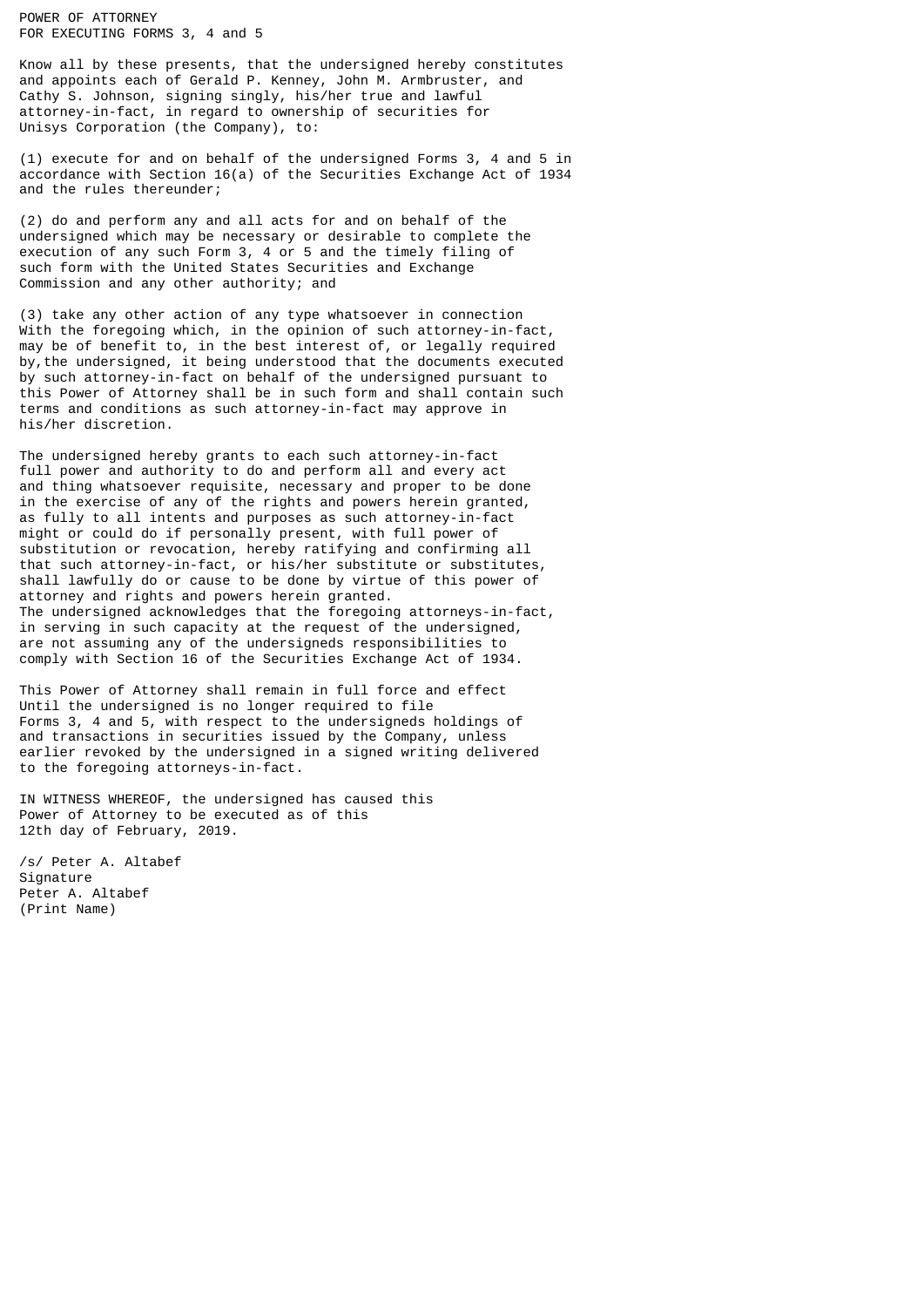POWER OF ATTORNEY
FOR EXECUTING FORMS 3, 4 and 5

Know all by these presents, that the undersigned hereby constitutes and appoints each of Gerald P. Kenney, John M. Armbruster, and Cathy S. Johnson, signing singly, his/her true and lawful attorney-in-fact, in regard to ownership of securities for Unisys Corporation (the Company), to:

(1) execute for and on behalf of the undersigned Forms 3, 4 and 5 in accordance with Section 16(a) of the Securities Exchange Act of 1934 and the rules thereunder;

(2) do and perform any and all acts for and on behalf of the undersigned which may be necessary or desirable to complete the execution of any such Form 3, 4 or 5 and the timely filing of such form with the United States Securities and Exchange Commission and any other authority; and

(3) take any other action of any type whatsoever in connection With the foregoing which, in the opinion of such attorney-in-fact, may be of benefit to, in the best interest of, or legally required by,the undersigned, it being understood that the documents executed by such attorney-in-fact on behalf of the undersigned pursuant to this Power of Attorney shall be in such form and shall contain such terms and conditions as such attorney-in-fact may approve in his/her discretion.

The undersigned hereby grants to each such attorney-in-fact full power and authority to do and perform all and every act and thing whatsoever requisite, necessary and proper to be done in the exercise of any of the rights and powers herein granted, as fully to all intents and purposes as such attorney-in-fact might or could do if personally present, with full power of substitution or revocation, hereby ratifying and confirming all that such attorney-in-fact, or his/her substitute or substitutes, shall lawfully do or cause to be done by virtue of this power of attorney and rights and powers herein granted.
The undersigned acknowledges that the foregoing attorneys-in-fact, in serving in such capacity at the request of the undersigned, are not assuming any of the undersigneds responsibilities to comply with Section 16 of the Securities Exchange Act of 1934.

This Power of Attorney shall remain in full force and effect Until the undersigned is no longer required to file Forms 3, 4 and 5, with respect to the undersigneds holdings of and transactions in securities issued by the Company, unless earlier revoked by the undersigned in a signed writing delivered to the foregoing attorneys-in-fact.

IN WITNESS WHEREOF, the undersigned has caused this Power of Attorney to be executed as of this 12th day of February, 2019.

/s/ Peter A. Altabef
Signature
Peter A. Altabef
(Print Name)